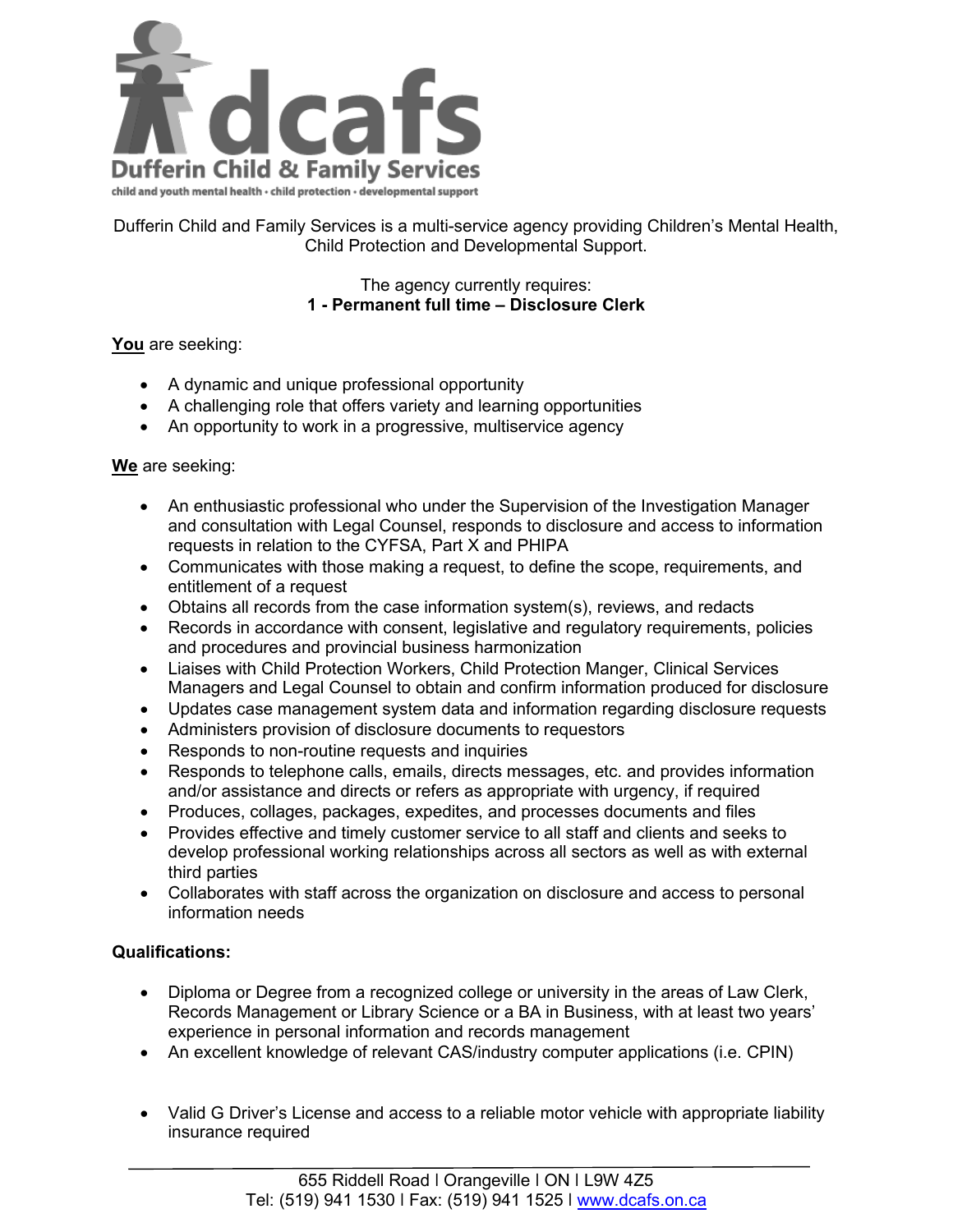**dcafs**

**Dufferin Child & Family Services**

child and youth mental health • child protection • developmental support

Dufferin Child and Family Services is a multi-service agency providing Children's Mental Health, Child Protection and Developmental Support.

The agency currently requires:
**1 - Permanent full time – Disclosure Clerk**

**You** are seeking:

- A dynamic and unique professional opportunity
- A challenging role that offers variety and learning opportunities
- An opportunity to work in a progressive, multiservice agency

**We** are seeking:

- An enthusiastic professional who under the Supervision of the Investigation Manager and consultation with Legal Counsel, responds to disclosure and access to information requests in relation to the CYFSA, Part X and PHIPA
- Communicates with those making a request, to define the scope, requirements, and entitlement of a request
- Obtains all records from the case information system(s), reviews, and redacts
- Records in accordance with consent, legislative and regulatory requirements, policies and procedures and provincial business harmonization
- Liaises with Child Protection Workers, Child Protection Manger, Clinical Services Managers and Legal Counsel to obtain and confirm information produced for disclosure
- Updates case management system data and information regarding disclosure requests
- Administers provision of disclosure documents to requestors
- Responds to non-routine requests and inquiries
- Responds to telephone calls, emails, directs messages, etc. and provides information and/or assistance and directs or refers as appropriate with urgency, if required
- Produces, collages, packages, expedites, and processes documents and files
- Provides effective and timely customer service to all staff and clients and seeks to develop professional working relationships across all sectors as well as with external third parties
- Collaborates with staff across the organization on disclosure and access to personal information needs

**Qualifications:**

- Diploma or Degree from a recognized college or university in the areas of Law Clerk, Records Management or Library Science or a BA in Business, with at least two years' experience in personal information and records management
- An excellent knowledge of relevant CAS/industry computer applications (i.e. CPIN)
- Valid G Driver's License and access to a reliable motor vehicle with appropriate liability insurance required

655 Riddell Road I Orangeville I ON I L9W 4Z5
Tel: (519) 941 1530 I Fax: (519) 941 1525 I www.dcafs.on.ca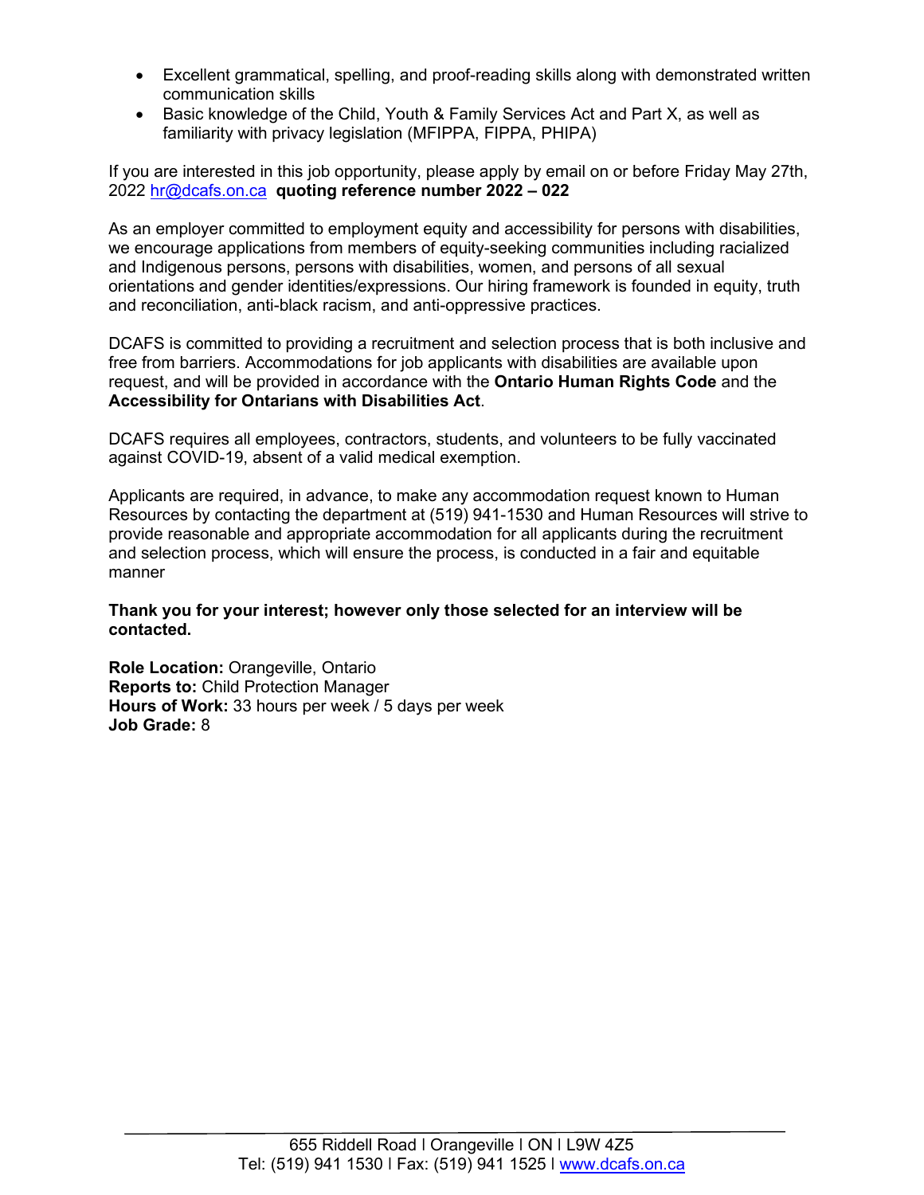- Excellent grammatical, spelling, and proof-reading skills along with demonstrated written communication skills
- Basic knowledge of the Child, Youth & Family Services Act and Part X, as well as familiarity with privacy legislation (MFIPPA, FIPPA, PHIPA)

If you are interested in this job opportunity, please apply by email on or before Friday May 27th, 2022 hr@dcafs.on.ca **quoting reference number 2022 – 022**

As an employer committed to employment equity and accessibility for persons with disabilities, we encourage applications from members of equity-seeking communities including racialized and Indigenous persons, persons with disabilities, women, and persons of all sexual orientations and gender identities/expressions. Our hiring framework is founded in equity, truth and reconciliation, anti-black racism, and anti-oppressive practices.

DCAFS is committed to providing a recruitment and selection process that is both inclusive and free from barriers. Accommodations for job applicants with disabilities are available upon request, and will be provided in accordance with the **Ontario Human Rights Code** and the **Accessibility for Ontarians with Disabilities Act**.

DCAFS requires all employees, contractors, students, and volunteers to be fully vaccinated against COVID-19, absent of a valid medical exemption.

Applicants are required, in advance, to make any accommodation request known to Human Resources by contacting the department at (519) 941-1530 and Human Resources will strive to provide reasonable and appropriate accommodation for all applicants during the recruitment and selection process, which will ensure the process, is conducted in a fair and equitable manner

**Thank you for your interest; however only those selected for an interview will be contacted.**

**Role Location:** Orangeville, Ontario
**Reports to:** Child Protection Manager
**Hours of Work:** 33 hours per week / 5 days per week
**Job Grade:** 8